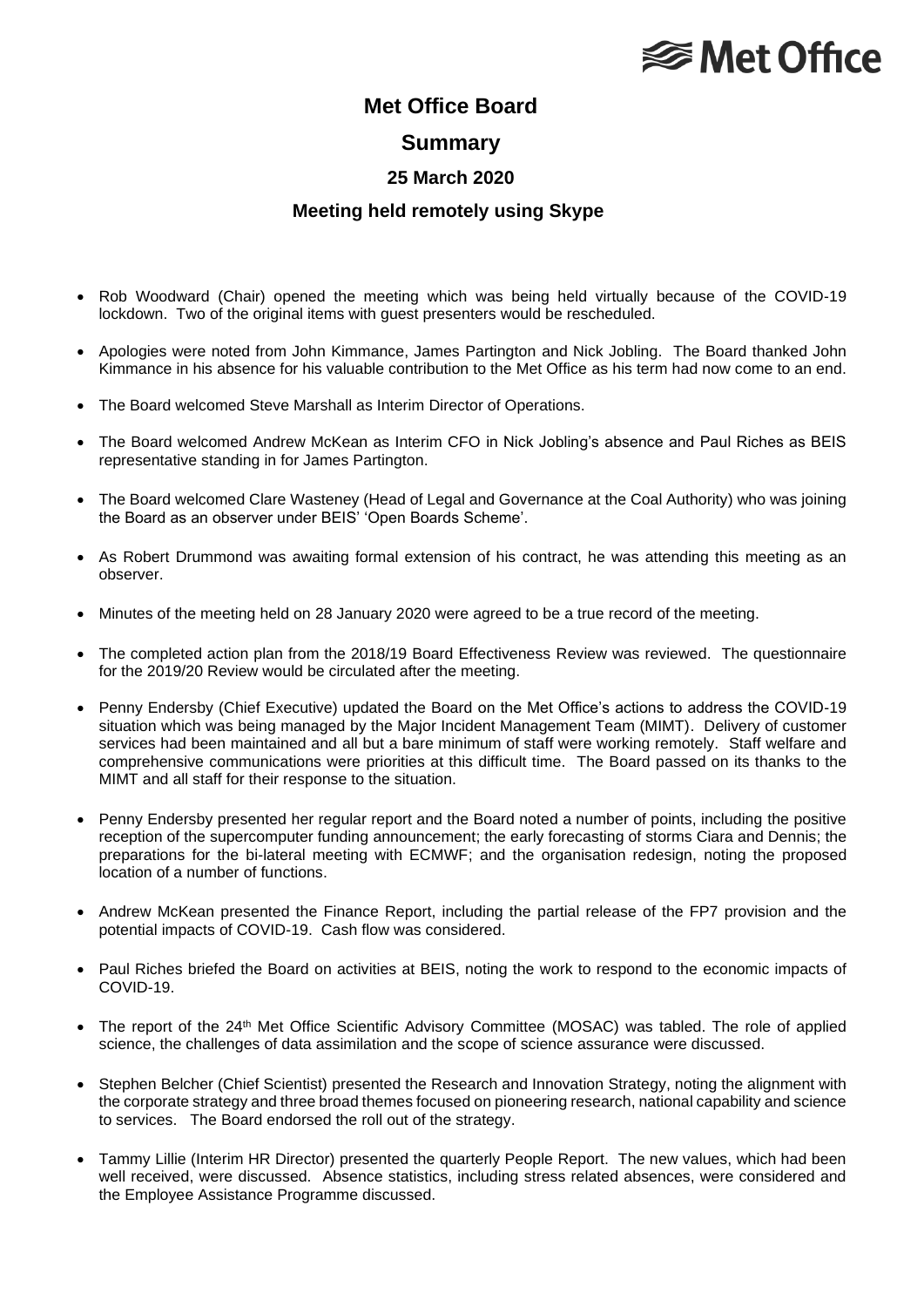Met Office

# Met Office Board

## Summary

### 25 March 2020

### Meeting held remotely using Skype

- Rob Woodward (Chair) opened the meeting which was being held virtually because of the COVID-19 lockdown. Two of the original items with guest presenters would be rescheduled.

- Apologies were noted from John Kimmance, James Partington and Nick Jobling. The Board thanked John Kimmance in his absence for his valuable contribution to the Met Office as his term had now come to an end.

- The Board welcomed Steve Marshall as Interim Director of Operations.

- The Board welcomed Andrew McKean as Interim CFO in Nick Jobling's absence and Paul Riches as BEIS representative standing in for James Partington.

- The Board welcomed Clare Wasteney (Head of Legal and Governance at the Coal Authority) who was joining the Board as an observer under BEIS' 'Open Boards Scheme'.

- As Robert Drummond was awaiting formal extension of his contract, he was attending this meeting as an observer.

- Minutes of the meeting held on 28 January 2020 were agreed to be a true record of the meeting.

- The completed action plan from the 2018/19 Board Effectiveness Review was reviewed. The questionnaire for the 2019/20 Review would be circulated after the meeting.

- Penny Endersby (Chief Executive) updated the Board on the Met Office's actions to address the COVID-19 situation which was being managed by the Major Incident Management Team (MIMT). Delivery of customer services had been maintained and all but a bare minimum of staff were working remotely. Staff welfare and comprehensive communications were priorities at this difficult time. The Board passed on its thanks to the MIMT and all staff for their response to the situation.

- Penny Endersby presented her regular report and the Board noted a number of points, including the positive reception of the supercomputer funding announcement; the early forecasting of storms Ciara and Dennis; the preparations for the bi-lateral meeting with ECMWF; and the organisation redesign, noting the proposed location of a number of functions.

- Andrew McKean presented the Finance Report, including the partial release of the FP7 provision and the potential impacts of COVID-19. Cash flow was considered.

- Paul Riches briefed the Board on activities at BEIS, noting the work to respond to the economic impacts of COVID-19.

- The report of the 24th Met Office Scientific Advisory Committee (MOSAC) was tabled. The role of applied science, the challenges of data assimilation and the scope of science assurance were discussed.

- Stephen Belcher (Chief Scientist) presented the Research and Innovation Strategy, noting the alignment with the corporate strategy and three broad themes focused on pioneering research, national capability and science to services. The Board endorsed the roll out of the strategy.

- Tammy Lillie (Interim HR Director) presented the quarterly People Report. The new values, which had been well received, were discussed. Absence statistics, including stress related absences, were considered and the Employee Assistance Programme discussed.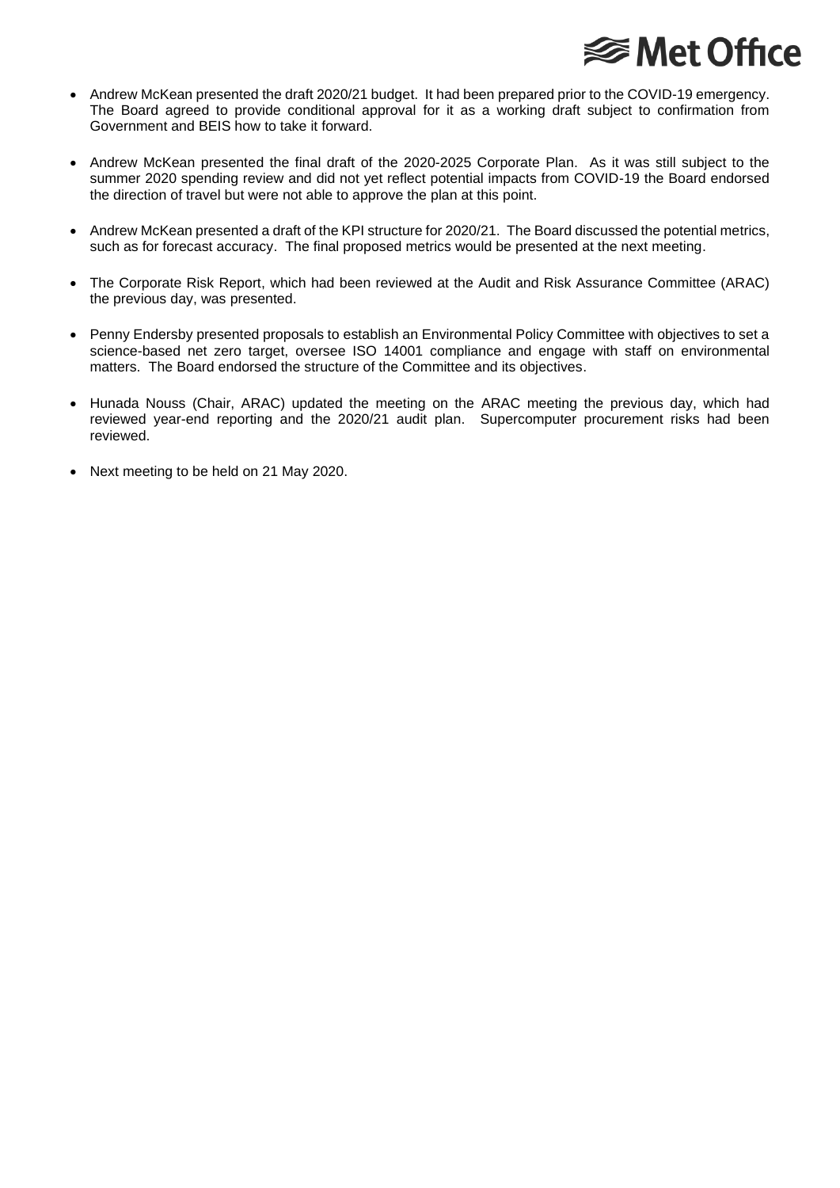- Andrew McKean presented the draft 2020/21 budget. It had been prepared prior to the COVID-19 emergency. The Board agreed to provide conditional approval for it as a working draft subject to confirmation from Government and BEIS how to take it forward.

- Andrew McKean presented the final draft of the 2020-2025 Corporate Plan. As it was still subject to the summer 2020 spending review and did not yet reflect potential impacts from COVID-19 the Board endorsed the direction of travel but were not able to approve the plan at this point.

- Andrew McKean presented a draft of the KPI structure for 2020/21. The Board discussed the potential metrics, such as for forecast accuracy. The final proposed metrics would be presented at the next meeting.

- The Corporate Risk Report, which had been reviewed at the Audit and Risk Assurance Committee (ARAC) the previous day, was presented.

- Penny Endersby presented proposals to establish an Environmental Policy Committee with objectives to set a science-based net zero target, oversee ISO 14001 compliance and engage with staff on environmental matters. The Board endorsed the structure of the Committee and its objectives.

- Hunada Nouss (Chair, ARAC) updated the meeting on the ARAC meeting the previous day, which had reviewed year-end reporting and the 2020/21 audit plan. Supercomputer procurement risks had been reviewed.

- Next meeting to be held on 21 May 2020.